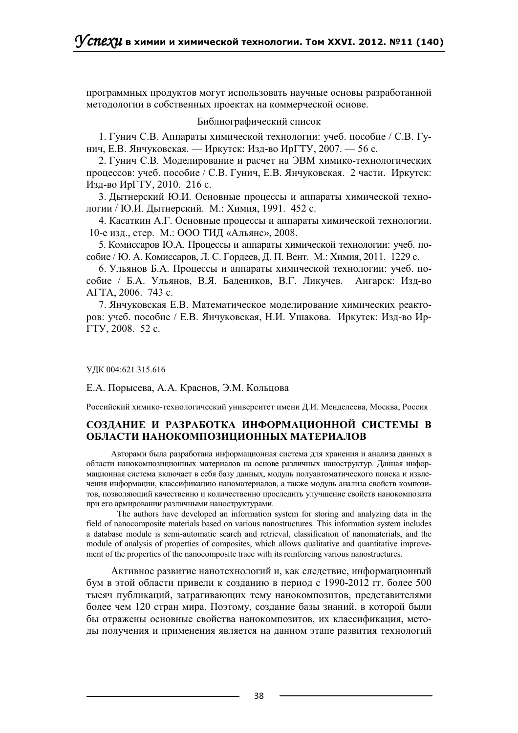программных продуктов могут использовать научные основы разработанной методологии в собственных проектах на коммерческой основе.

Библиографический список

1. Гунич С.В. Аппараты химической технологии: учеб. пособие / С.В. Гунич, Е.В. Янчуковская. — Иркутск: Изд-во ИрГТУ, 2007. — 56 с.
2. Гунич С.В. Моделирование и расчет на ЭВМ химико-технологических процессов: учеб. пособие / С.В. Гунич, Е.В. Янчуковская. 2 части. Иркутск: Изд-во ИрГТУ, 2010. 216 с.
3. Дытнерский Ю.И. Основные процессы и аппараты химической технологии / Ю.И. Дытнерский. М.: Химия, 1991. 452 с.
4. Касаткин А.Г. Основные процессы и аппараты химической технологии. 10-е изд., стер. М.: ООО ТИД «Альянс», 2008.
5. Комиссаров Ю.А. Процессы и аппараты химической технологии: учеб. пособие / Ю. А. Комиссаров, Л. С. Гордеев, Д. П. Вент. М.: Химия, 2011. 1229 с.
6. Ульянов Б.А. Процессы и аппараты химической технологии: учеб. пособие / Б.А. Ульянов, В.Я. Бадеников, В.Г. Ликучев. Ангарск: Изд-во АГТА, 2006. 743 с.
7. Янчуковская Е.В. Математическое моделирование химических реакторов: учеб. пособие / Е.В. Янчуковская, Н.И. Ушакова. Иркутск: Изд-во ИрГТУ, 2008. 52 с.

УДК 004:621.315.616

Е.А. Порысева, А.А. Краснов, Э.М. Кольцова

Российский химико-технологический университет имени Д.И. Менделеева, Москва, Россия

## СОЗДАНИЕ И РАЗРАБОТКА ИНФОРМАЦИОННОЙ СИСТЕМЫ В ОБЛАСТИ НАНОКОМПОЗИЦИОННЫХ МАТЕРИАЛОВ

Авторами была разработана информационная система для хранения и анализа данных в области нанокомпозиционных материалов на основе различных наноструктур. Данная информационная система включает в себя базу данных, модуль полуавтоматического поиска и извлечения информации, классификацию наноматериалов, а также модуль анализа свойств композитов, позволяющий качественно и количественно проследить улучшение свойств нанокомпозита при его армировании различными наноструктурами.

The authors have developed an information system for storing and analyzing data in the field of nanocomposite materials based on various nanostructures. This information system includes a database module is semi-automatic search and retrieval, classification of nanomaterials, and the module of analysis of properties of composites, which allows qualitative and quantitative improvement of the properties of the nanocomposite trace with its reinforcing various nanostructures.

Активное развитие нанотехнологий и, как следствие, информационный бум в этой области привели к созданию в период с 1990-2012 гг. более 500 тысяч публикаций, затрагивающих тему нанокомпозитов, представителями более чем 120 стран мира. Поэтому, создание базы знаний, в которой были бы отражены основные свойства нанокомпозитов, их классификация, методы получения и применения является на данном этапе развития технологий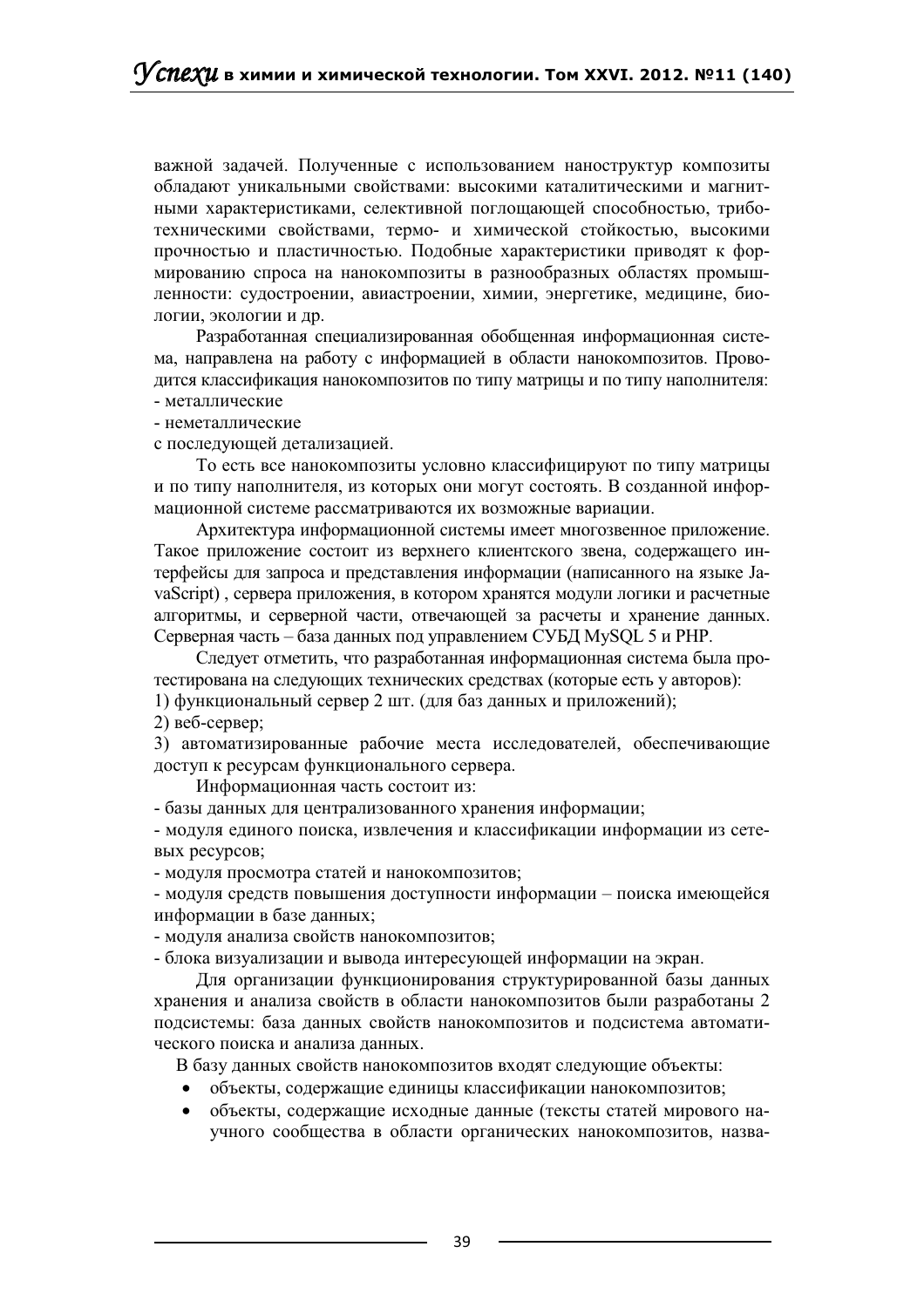важной задачей. Полученные с использованием наноструктур композиты обладают уникальными свойствами: высокими каталитическими и магнитными характеристиками, селективной поглощающей способностью, триботехническими свойствами, термо- и химической стойкостью, высокими прочностью и пластичностью. Подобные характеристики приводят к формированию спроса на нанокомпозиты в разнообразных областях промышленности: судостроении, авиастроении, химии, энергетике, медицине, биологии, экологии и др.

Разработанная специализированная обобщенная информационная система, направлена на работу с информацией в области нанокомпозитов. Проводится классификация нанокомпозитов по типу матрицы и по типу наполнителя:
- металлические
- неметаллические

с последующей детализацией.

То есть все нанокомпозиты условно классифицируют по типу матрицы и по типу наполнителя, из которых они могут состоять. В созданной информационной системе рассматриваются их возможные вариации.

Архитектура информационной системы имеет многозвенное приложение. Такое приложение состоит из верхнего клиентского звена, содержащего интерфейсы для запроса и представления информации (написанного на языке JavaScript) , сервера приложения, в котором хранятся модули логики и расчетные алгоритмы, и серверной части, отвечающей за расчеты и хранение данных. Серверная часть – база данных под управлением СУБД MySQL 5 и PHP.

Следует отметить, что разработанная информационная система была протестирована на следующих технических средствах (которые есть у авторов):
1) функциональный сервер 2 шт. (для баз данных и приложений);
2) веб-сервер;
3) автоматизированные рабочие места исследователей, обеспечивающие доступ к ресурсам функционального сервера.

Информационная часть состоит из:
- базы данных для централизованного хранения информации;
- модуля единого поиска, извлечения и классификации информации из сетевых ресурсов;
- модуля просмотра статей и нанокомпозитов;
- модуля средств повышения доступности информации – поиска имеющейся информации в базе данных;
- модуля анализа свойств нанокомпозитов;
- блока визуализации и вывода интересующей информации на экран.

Для организации функционирования структурированной базы данных хранения и анализа свойств в области нанокомпозитов были разработаны 2 подсистемы: база данных свойств нанокомпозитов и подсистема автоматического поиска и анализа данных.

В базу данных свойств нанокомпозитов входят следующие объекты:

- объекты, содержащие единицы классификации нанокомпозитов;
- объекты, содержащие исходные данные (тексты статей мирового научного сообщества в области органических нанокомпозитов, назва-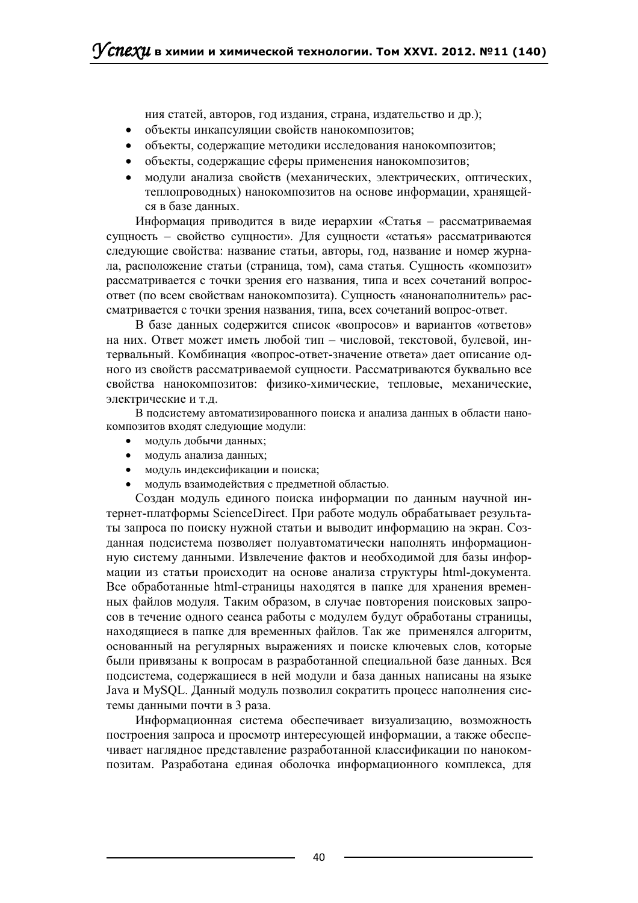ния статей, авторов, год издания, страна, издательство и др.);

- объекты инкапсуляции свойств нанокомпозитов;
- объекты, содержащие методики исследования нанокомпозитов;
- объекты, содержащие сферы применения нанокомпозитов;
- модули анализа свойств (механических, электрических, оптических, теплопроводных) нанокомпозитов на основе информации, хранящейся в базе данных.

Информация приводится в виде иерархии «Статья – рассматриваемая сущность – свойство сущности». Для сущности «статья» рассматриваются следующие свойства: название статьи, авторы, год, название и номер журнала, расположение статьи (страница, том), сама статья. Сущность «композит» рассматривается с точки зрения его названия, типа и всех сочетаний вопрос-ответ (по всем свойствам нанокомпозита). Сущность «нанонаполнитель» рассматривается с точки зрения названия, типа, всех сочетаний вопрос-ответ.

В базе данных содержится список «вопросов» и вариантов «ответов» на них. Ответ может иметь любой тип – числовой, текстовой, булевой, интервальный. Комбинация «вопрос-ответ-значение ответа» дает описание одного из свойств рассматриваемой сущности. Рассматриваются буквально все свойства нанокомпозитов: физико-химические, тепловые, механические, электрические и т.д.

В подсистему автоматизированного поиска и анализа данных в области нанокомпозитов входят следующие модули:

- модуль добычи данных;
- модуль анализа данных;
- модуль индексификации и поиска;
- модуль взаимодействия с предметной областью.

Создан модуль единого поиска информации по данным научной интернет-платформы ScienceDirect. При работе модуль обрабатывает результаты запроса по поиску нужной статьи и выводит информацию на экран. Созданная подсистема позволяет полуавтоматически наполнять информационную систему данными. Извлечение фактов и необходимой для базы информации из статьи происходит на основе анализа структуры html-документа. Все обработанные html-страницы находятся в папке для хранения временных файлов модуля. Таким образом, в случае повторения поисковых запросов в течение одного сеанса работы с модулем будут обработаны страницы, находящиеся в папке для временных файлов. Так же применялся алгоритм, основанный на регулярных выражениях и поиске ключевых слов, которые были привязаны к вопросам в разработанной специальной базе данных. Вся подсистема, содержащиеся в ней модули и база данных написаны на языке Java и MySQL. Данный модуль позволил сократить процесс наполнения системы данными почти в 3 раза.

Информационная система обеспечивает визуализацию, возможность построения запроса и просмотр интересующей информации, а также обеспечивает наглядное представление разработанной классификации по нанокомпозитам. Разработана единая оболочка информационного комплекса, для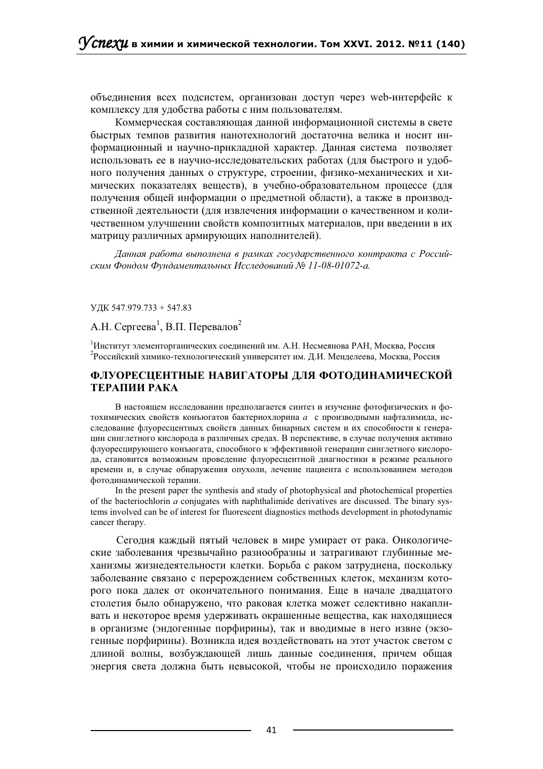объединения всех подсистем, организован доступ через web-интерфейс к комплексу для удобства работы с ним пользователям.

Коммерческая составляющая данной информационной системы в свете быстрых темпов развития нанотехнологий достаточна велика и носит информационный и научно-прикладной характер. Данная система позволяет использовать ее в научно-исследовательских работах (для быстрого и удобного получения данных о структуре, строении, физико-механических и химических показателях веществ), в учебно-образовательном процессе (для получения общей информации о предметной области), а также в производственной деятельности (для извлечения информации о качественном и количественном улучшении свойств композитных материалов, при введении в их матрицу различных армирующих наполнителей).

*Данная работа выполнена в рамках государственного контракта с Российским Фондом Фундаментальных Исследований № 11-08-01072-а.*

УДК 547.979.733 + 547.83

А.Н. Сергеева[1], В.П. Перевалов[2]

[1]Институт элементорганических соединений им. А.Н. Несмеянова РАН, Москва, Россия
[2]Российский химико-технологический университет им. Д.И. Менделеева, Москва, Россия

## ФЛУОРЕСЦЕНТНЫЕ НАВИГАТОРЫ ДЛЯ ФОТОДИНАМИЧЕСКОЙ ТЕРАПИИ РАКА

В настоящем исследовании предполагается синтез и изучение фотофизических и фотохимических свойств конъюгатов бактериохлорина *a* с производными нафталимида, исследование флуоресцентных свойств данных бинарных систем и их способности к генерации синглетного кислорода в различных средах. В перспективе, в случае получения активно флуоресцирующего конъюгата, способного к эффективной генерации синглетного кислорода, становится возможным проведение флуоресцентной диагностики в режиме реального времени и, в случае обнаружения опухоли, лечение пациента с использованием методов фотодинамической терапии.

In the present paper the synthesis and study of photophysical and photochemical properties of the bacteriochlorin *a* conjugates with naphthalimide derivatives are discussed. The binary systems involved can be of interest for fluorescent diagnostics methods development in photodynamic cancer therapy.

Сегодня каждый пятый человек в мире умирает от рака. Онкологические заболевания чрезвычайно разнообразны и затрагивают глубинные механизмы жизнедеятельности клетки. Борьба с раком затруднена, поскольку заболевание связано с перерождением собственных клеток, механизм которого пока далек от окончательного понимания. Еще в начале двадцатого столетия было обнаружено, что раковая клетка может селективно накапливать и некоторое время удерживать окрашенные вещества, как находящиеся в организме (эндогенные порфирины), так и вводимые в него извне (экзогенные порфирины). Возникла идея воздействовать на этот участок светом с длиной волны, возбуждающей лишь данные соединения, причем общая энергия света должна быть невысокой, чтобы не происходило поражения